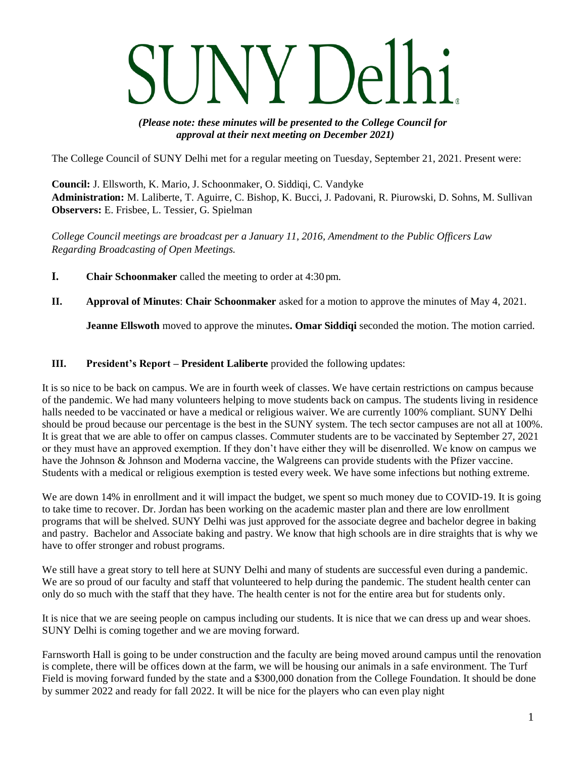# SUNY Delhi

***(Please note: these minutes will be presented to the College Council for approval at their next meeting on December 2021)***

The College Council of SUNY Delhi met for a regular meeting on Tuesday, September 21, 2021. Present were:

**Council:** J. Ellsworth, K. Mario, J. Schoonmaker, O. Siddiqi, C. Vandyke
**Administration:** M. Laliberte, T. Aguirre, C. Bishop, K. Bucci, J. Padovani, R. Piurowski, D. Sohns, M. Sullivan
**Observers:** E. Frisbee, L. Tessier, G. Spielman

*College Council meetings are broadcast per a January 11, 2016, Amendment to the Public Officers Law Regarding Broadcasting of Open Meetings.*

**I. Chair Schoonmaker** called the meeting to order at 4:30 pm.

**II. Approval of Minutes**: **Chair Schoonmaker** asked for a motion to approve the minutes of May 4, 2021.

**Jeanne Ellswoth** moved to approve the minutes**. Omar Siddiqi** seconded the motion. The motion carried.

**III. President's Report – President Laliberte** provided the following updates:

It is so nice to be back on campus. We are in fourth week of classes. We have certain restrictions on campus because of the pandemic. We had many volunteers helping to move students back on campus. The students living in residence halls needed to be vaccinated or have a medical or religious waiver. We are currently 100% compliant. SUNY Delhi should be proud because our percentage is the best in the SUNY system. The tech sector campuses are not all at 100%. It is great that we are able to offer on campus classes. Commuter students are to be vaccinated by September 27, 2021 or they must have an approved exemption. If they don't have either they will be disenrolled. We know on campus we have the Johnson & Johnson and Moderna vaccine, the Walgreens can provide students with the Pfizer vaccine. Students with a medical or religious exemption is tested every week. We have some infections but nothing extreme.

We are down 14% in enrollment and it will impact the budget, we spent so much money due to COVID-19. It is going to take time to recover. Dr. Jordan has been working on the academic master plan and there are low enrollment programs that will be shelved. SUNY Delhi was just approved for the associate degree and bachelor degree in baking and pastry. Bachelor and Associate baking and pastry. We know that high schools are in dire straights that is why we have to offer stronger and robust programs.

We still have a great story to tell here at SUNY Delhi and many of students are successful even during a pandemic. We are so proud of our faculty and staff that volunteered to help during the pandemic. The student health center can only do so much with the staff that they have. The health center is not for the entire area but for students only.

It is nice that we are seeing people on campus including our students. It is nice that we can dress up and wear shoes. SUNY Delhi is coming together and we are moving forward.

Farnsworth Hall is going to be under construction and the faculty are being moved around campus until the renovation is complete, there will be offices down at the farm, we will be housing our animals in a safe environment. The Turf Field is moving forward funded by the state and a $300,000 donation from the College Foundation. It should be done by summer 2022 and ready for fall 2022. It will be nice for the players who can even play night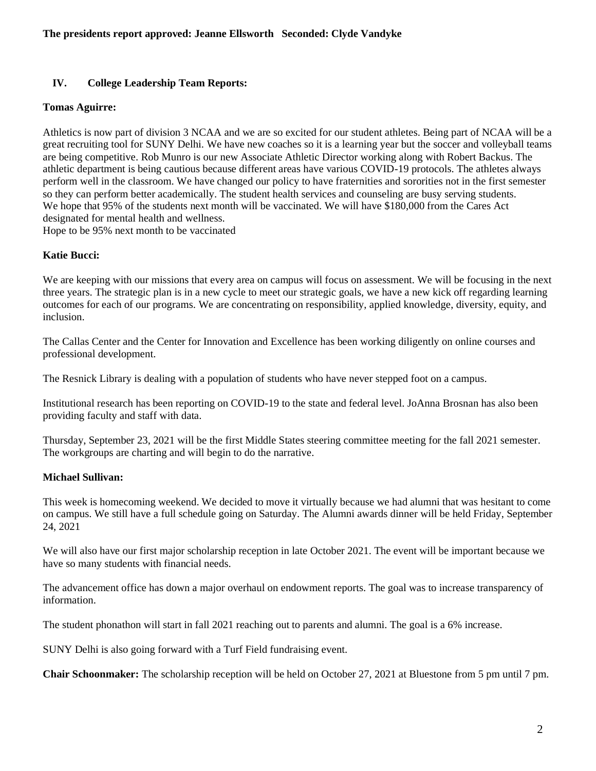**The presidents report approved: Jeanne Ellsworth Seconded: Clyde Vandyke**

## IV. College Leadership Team Reports:

**Tomas Aguirre:**

Athletics is now part of division 3 NCAA and we are so excited for our student athletes. Being part of NCAA will be a great recruiting tool for SUNY Delhi. We have new coaches so it is a learning year but the soccer and volleyball teams are being competitive. Rob Munro is our new Associate Athletic Director working along with Robert Backus. The athletic department is being cautious because different areas have various COVID-19 protocols. The athletes always perform well in the classroom. We have changed our policy to have fraternities and sororities not in the first semester so they can perform better academically. The student health services and counseling are busy serving students. We hope that 95% of the students next month will be vaccinated. We will have $180,000 from the Cares Act designated for mental health and wellness.
Hope to be 95% next month to be vaccinated

**Katie Bucci:**

We are keeping with our missions that every area on campus will focus on assessment. We will be focusing in the next three years. The strategic plan is in a new cycle to meet our strategic goals, we have a new kick off regarding learning outcomes for each of our programs. We are concentrating on responsibility, applied knowledge, diversity, equity, and inclusion.

The Callas Center and the Center for Innovation and Excellence has been working diligently on online courses and professional development.

The Resnick Library is dealing with a population of students who have never stepped foot on a campus.

Institutional research has been reporting on COVID-19 to the state and federal level. JoAnna Brosnan has also been providing faculty and staff with data.

Thursday, September 23, 2021 will be the first Middle States steering committee meeting for the fall 2021 semester. The workgroups are charting and will begin to do the narrative.

**Michael Sullivan:**

This week is homecoming weekend. We decided to move it virtually because we had alumni that was hesitant to come on campus. We still have a full schedule going on Saturday. The Alumni awards dinner will be held Friday, September 24, 2021

We will also have our first major scholarship reception in late October 2021. The event will be important because we have so many students with financial needs.

The advancement office has down a major overhaul on endowment reports. The goal was to increase transparency of information.

The student phonathon will start in fall 2021 reaching out to parents and alumni. The goal is a 6% increase.

SUNY Delhi is also going forward with a Turf Field fundraising event.

**Chair Schoonmaker:** The scholarship reception will be held on October 27, 2021 at Bluestone from 5 pm until 7 pm.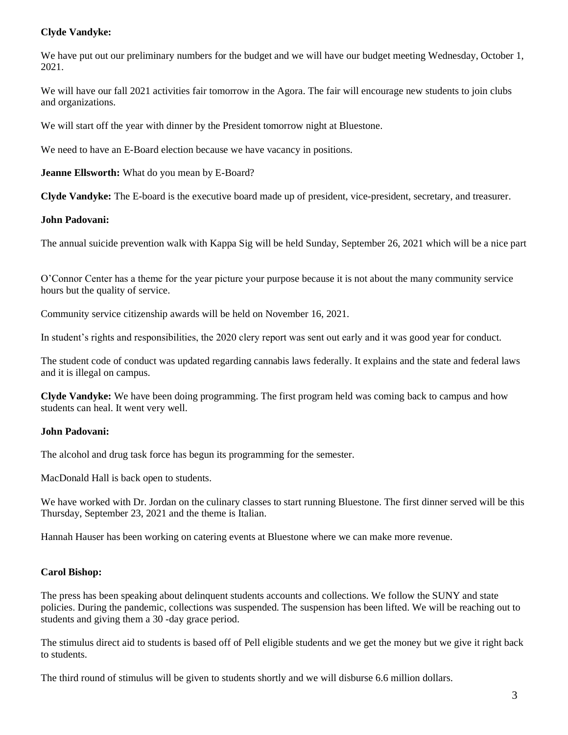**Clyde Vandyke:**

We have put out our preliminary numbers for the budget and we will have our budget meeting Wednesday, October 1, 2021.

We will have our fall 2021 activities fair tomorrow in the Agora. The fair will encourage new students to join clubs and organizations.

We will start off the year with dinner by the President tomorrow night at Bluestone.

We need to have an E-Board election because we have vacancy in positions.

**Jeanne Ellsworth:** What do you mean by E-Board?

**Clyde Vandyke:** The E-board is the executive board made up of president, vice-president, secretary, and treasurer.

**John Padovani:**

The annual suicide prevention walk with Kappa Sig will be held Sunday, September 26, 2021 which will be a nice part

O'Connor Center has a theme for the year picture your purpose because it is not about the many community service hours but the quality of service.

Community service citizenship awards will be held on November 16, 2021.

In student's rights and responsibilities, the 2020 clery report was sent out early and it was good year for conduct.

The student code of conduct was updated regarding cannabis laws federally. It explains and the state and federal laws and it is illegal on campus.

**Clyde Vandyke:** We have been doing programming. The first program held was coming back to campus and how students can heal. It went very well.

**John Padovani:**

The alcohol and drug task force has begun its programming for the semester.

MacDonald Hall is back open to students.

We have worked with Dr. Jordan on the culinary classes to start running Bluestone. The first dinner served will be this Thursday, September 23, 2021 and the theme is Italian.

Hannah Hauser has been working on catering events at Bluestone where we can make more revenue.

**Carol Bishop:**

The press has been speaking about delinquent students accounts and collections. We follow the SUNY and state policies. During the pandemic, collections was suspended. The suspension has been lifted. We will be reaching out to students and giving them a 30 -day grace period.

The stimulus direct aid to students is based off of Pell eligible students and we get the money but we give it right back to students.

The third round of stimulus will be given to students shortly and we will disburse 6.6 million dollars.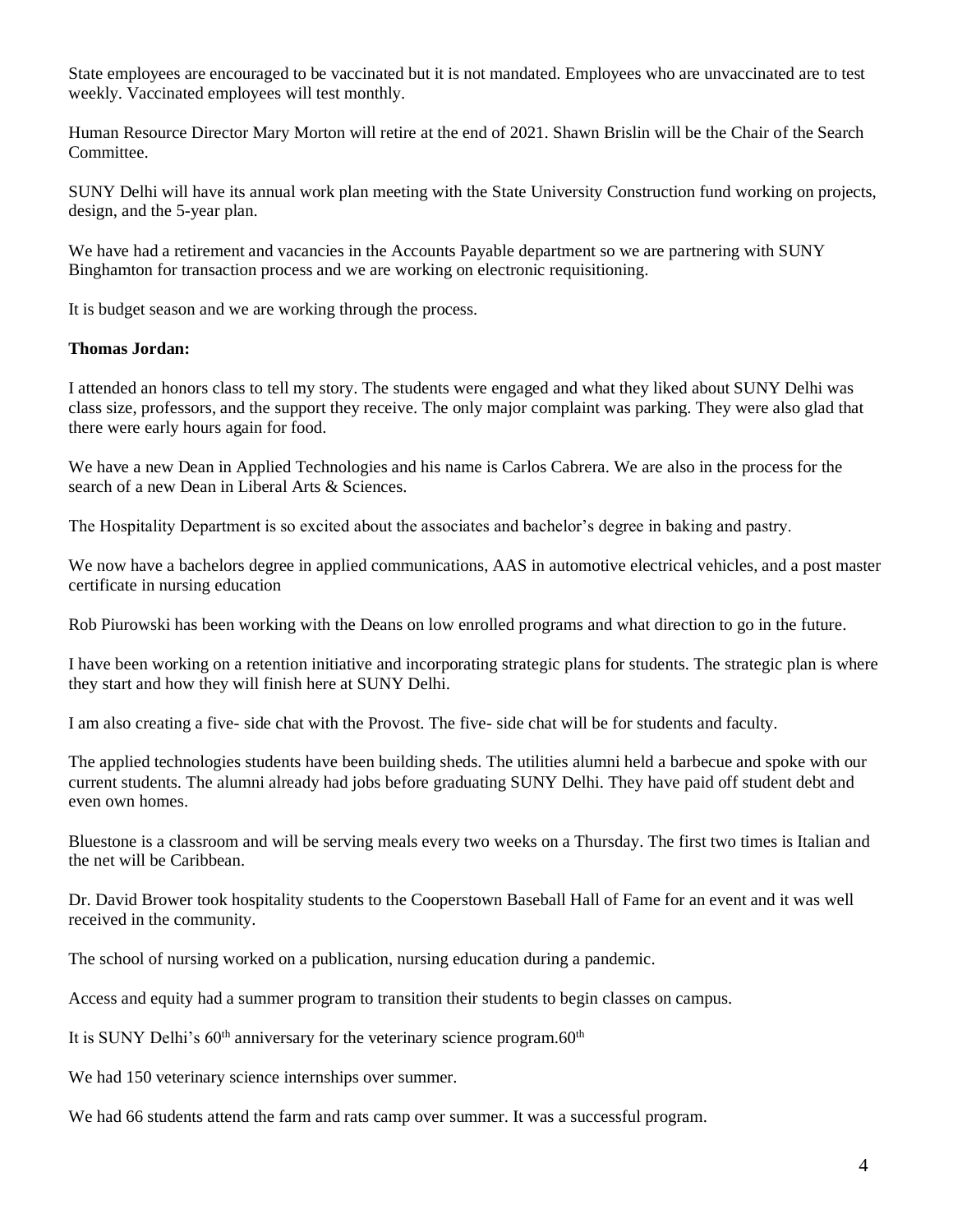State employees are encouraged to be vaccinated but it is not mandated. Employees who are unvaccinated are to test weekly. Vaccinated employees will test monthly.

Human Resource Director Mary Morton will retire at the end of 2021. Shawn Brislin will be the Chair of the Search Committee.

SUNY Delhi will have its annual work plan meeting with the State University Construction fund working on projects, design, and the 5-year plan.

We have had a retirement and vacancies in the Accounts Payable department so we are partnering with SUNY Binghamton for transaction process and we are working on electronic requisitioning.

It is budget season and we are working through the process.

**Thomas Jordan:**

I attended an honors class to tell my story. The students were engaged and what they liked about SUNY Delhi was class size, professors, and the support they receive. The only major complaint was parking. They were also glad that there were early hours again for food.

We have a new Dean in Applied Technologies and his name is Carlos Cabrera. We are also in the process for the search of a new Dean in Liberal Arts & Sciences.

The Hospitality Department is so excited about the associates and bachelor's degree in baking and pastry.

We now have a bachelors degree in applied communications, AAS in automotive electrical vehicles, and a post master certificate in nursing education

Rob Piurowski has been working with the Deans on low enrolled programs and what direction to go in the future.

I have been working on a retention initiative and incorporating strategic plans for students. The strategic plan is where they start and how they will finish here at SUNY Delhi.

I am also creating a five- side chat with the Provost. The five- side chat will be for students and faculty.

The applied technologies students have been building sheds. The utilities alumni held a barbecue and spoke with our current students. The alumni already had jobs before graduating SUNY Delhi. They have paid off student debt and even own homes.

Bluestone is a classroom and will be serving meals every two weeks on a Thursday. The first two times is Italian and the net will be Caribbean.

Dr. David Brower took hospitality students to the Cooperstown Baseball Hall of Fame for an event and it was well received in the community.

The school of nursing worked on a publication, nursing education during a pandemic.

Access and equity had a summer program to transition their students to begin classes on campus.

It is SUNY Delhi's 60th anniversary for the veterinary science program.60th

We had 150 veterinary science internships over summer.

We had 66 students attend the farm and rats camp over summer. It was a successful program.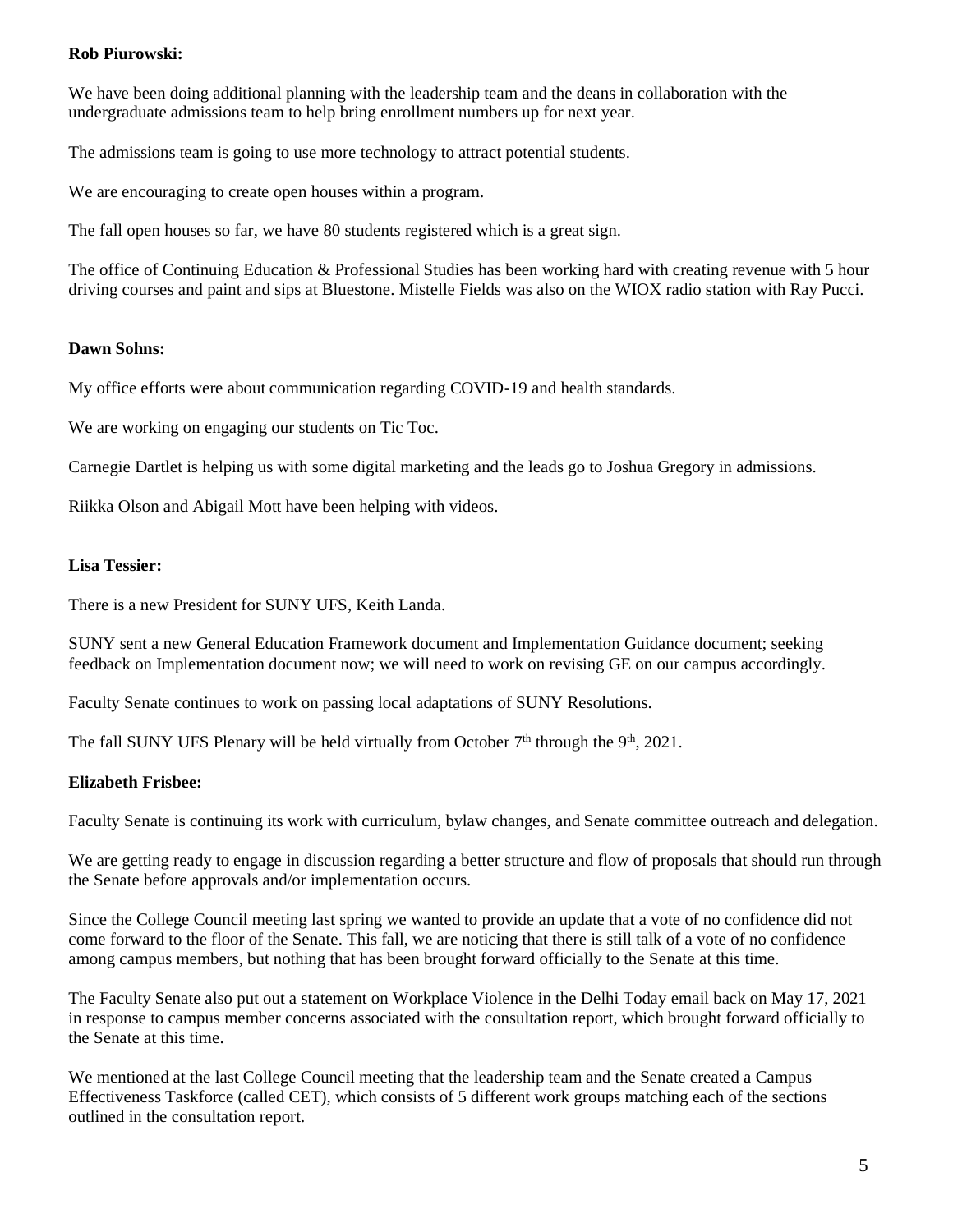**Rob Piurowski:**

We have been doing additional planning with the leadership team and the deans in collaboration with the undergraduate admissions team to help bring enrollment numbers up for next year.

The admissions team is going to use more technology to attract potential students.

We are encouraging to create open houses within a program.

The fall open houses so far, we have 80 students registered which is a great sign.

The office of Continuing Education & Professional Studies has been working hard with creating revenue with 5 hour driving courses and paint and sips at Bluestone. Mistelle Fields was also on the WIOX radio station with Ray Pucci.

**Dawn Sohns:**

My office efforts were about communication regarding COVID-19 and health standards.

We are working on engaging our students on Tic Toc.

Carnegie Dartlet is helping us with some digital marketing and the leads go to Joshua Gregory in admissions.

Riikka Olson and Abigail Mott have been helping with videos.

**Lisa Tessier:**

There is a new President for SUNY UFS, Keith Landa.

SUNY sent a new General Education Framework document and Implementation Guidance document; seeking feedback on Implementation document now; we will need to work on revising GE on our campus accordingly.

Faculty Senate continues to work on passing local adaptations of SUNY Resolutions.

The fall SUNY UFS Plenary will be held virtually from October 7th through the 9th, 2021.

**Elizabeth Frisbee:**

Faculty Senate is continuing its work with curriculum, bylaw changes, and Senate committee outreach and delegation.

We are getting ready to engage in discussion regarding a better structure and flow of proposals that should run through the Senate before approvals and/or implementation occurs.

Since the College Council meeting last spring we wanted to provide an update that a vote of no confidence did not come forward to the floor of the Senate. This fall, we are noticing that there is still talk of a vote of no confidence among campus members, but nothing that has been brought forward officially to the Senate at this time.

The Faculty Senate also put out a statement on Workplace Violence in the Delhi Today email back on May 17, 2021 in response to campus member concerns associated with the consultation report, which brought forward officially to the Senate at this time.

We mentioned at the last College Council meeting that the leadership team and the Senate created a Campus Effectiveness Taskforce (called CET), which consists of 5 different work groups matching each of the sections outlined in the consultation report.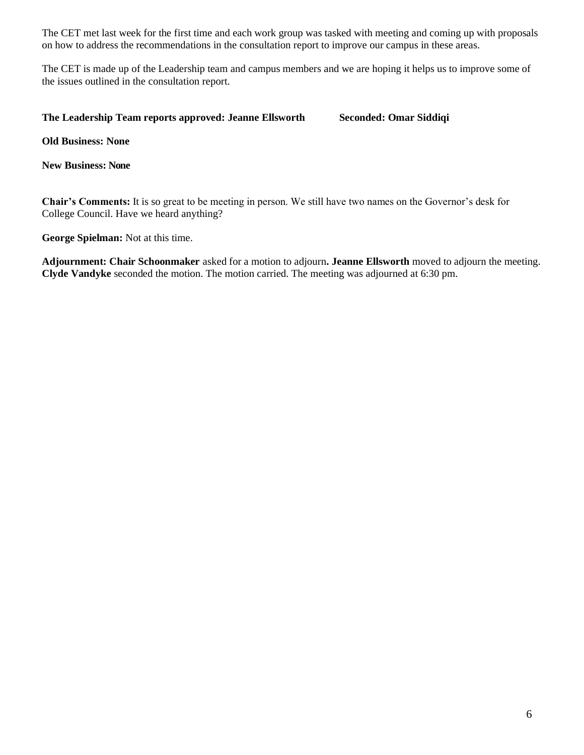The CET met last week for the first time and each work group was tasked with meeting and coming up with proposals on how to address the recommendations in the consultation report to improve our campus in these areas.

The CET is made up of the Leadership team and campus members and we are hoping it helps us to improve some of the issues outlined in the consultation report.

**The Leadership Team reports approved: Jeanne Ellsworth Seconded: Omar Siddiqi**

**Old Business: None**

**New Business: None**

**Chair's Comments:** It is so great to be meeting in person. We still have two names on the Governor's desk for College Council. Have we heard anything?

**George Spielman:** Not at this time.

**Adjournment: Chair Schoonmaker** asked for a motion to adjourn**. Jeanne Ellsworth** moved to adjourn the meeting. **Clyde Vandyke** seconded the motion. The motion carried. The meeting was adjourned at 6:30 pm.